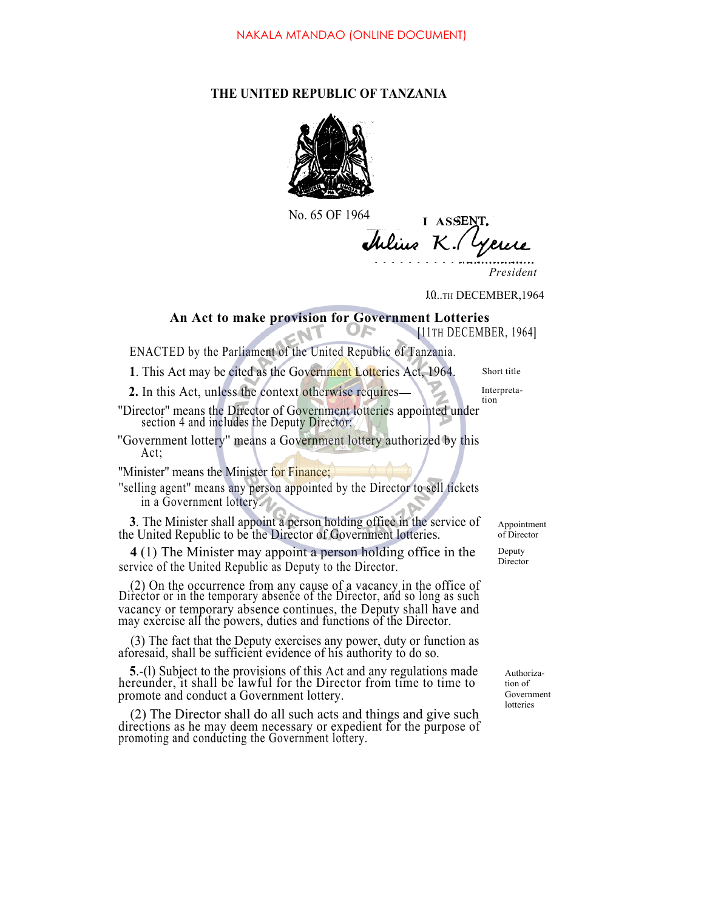NAKALA MTANDAO (ONLINE DOCUMENT)

# THE UNITED REPUBLIC OF TANZANIA

No. 65 OF 1964

I ASSENT,

Julius K. Nyerere

*President*

10TH DECEMBER,1964

## An Act to make provision for Government Lotteries

[11TH DECEMBER, 1964]

ENACTED by the Parliament of the United Republic of Tanzania.

**1**. This Act may be cited as the Government Lotteries Act, 1964. *Short title*

**2.** In this Act, unless the context otherwise requires— *Interpretation*

"Director" means the Director of Government lotteries appointed under section 4 and includes the Deputy Director;

"Government lottery" means a Government lottery authorized by this Act;

"Minister" means the Minister for Finance;

"selling agent" means any person appointed by the Director to sell tickets in a Government lottery.

**3**. The Minister shall appoint a person holding office in the service of the United Republic to be the Director of Government lotteries. *Appointment of Director*

**4** (1) The Minister may appoint a person holding office in the service of the United Republic as Deputy to the Director. *Deputy Director*

(2) On the occurrence from any cause of a vacancy in the office of Director or in the temporary absence of the Director, and so long as such vacancy or temporary absence continues, the Deputy shall have and may exercise all the powers, duties and functions of the Director.

(3) The fact that the Deputy exercises any power, duty or function as aforesaid, shall be sufficient evidence of his authority to do so.

**5**.-(l) Subject to the provisions of this Act and any regulations made hereunder, it shall be lawful for the Director from time to time to promote and conduct a Government lottery. *Authorization of Government lotteries*

(2) The Director shall do all such acts and things and give such directions as he may deem necessary or expedient for the purpose of promoting and conducting the Government lottery.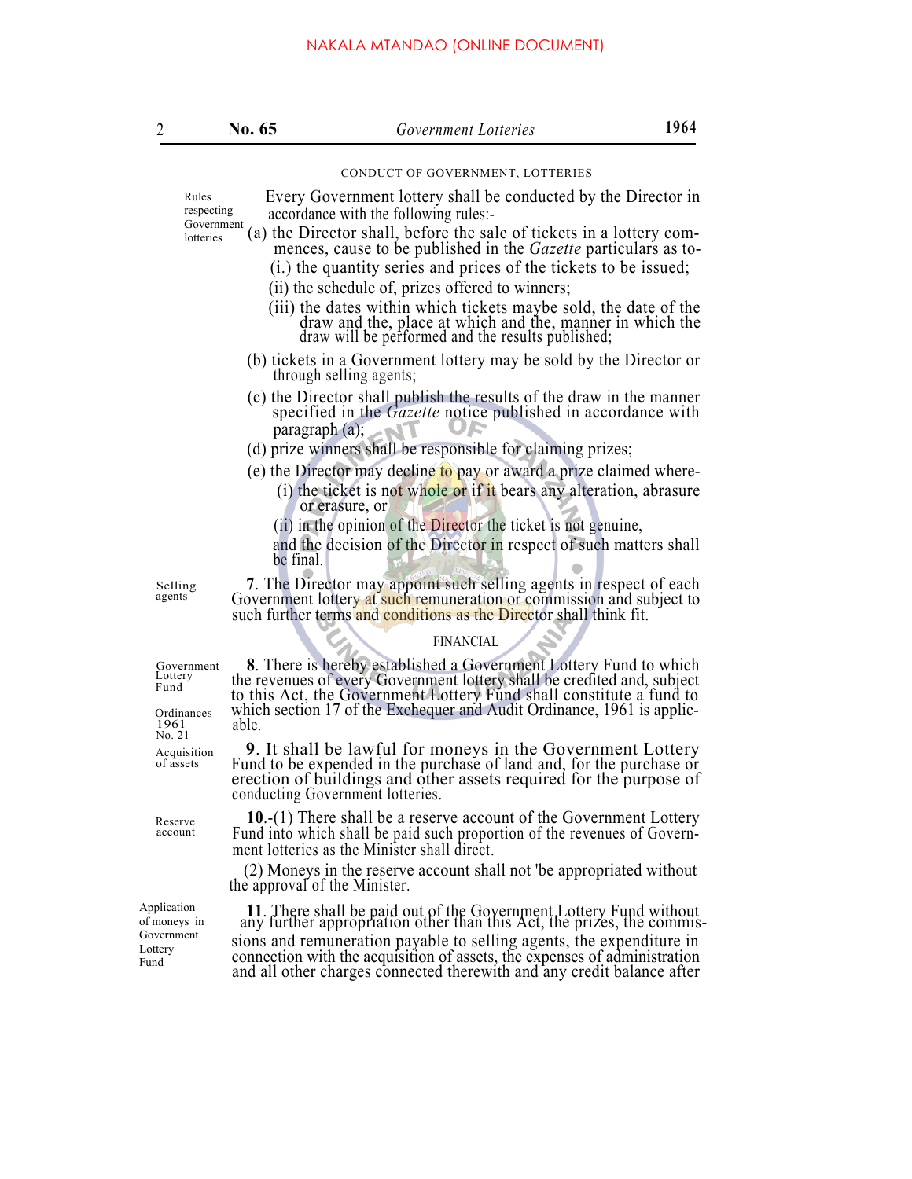CONDUCT OF GOVERNMENT, LOTTERIES

Rules respecting Government lotteries

Every Government lottery shall be conducted by the Director in accordance with the following rules:-

(a) the Director shall, before the sale of tickets in a lottery commences, cause to be published in the *Gazette* particulars as to-

(i.) the quantity series and prices of the tickets to be issued;

(ii) the schedule of, prizes offered to winners;

(iii) the dates within which tickets maybe sold, the date of the draw and the, place at which and the, manner in which the draw will be performed and the results published;

(b) tickets in a Government lottery may be sold by the Director or through selling agents;

(c) the Director shall publish the results of the draw in the manner specified in the *Gazette* notice published in accordance with paragraph (a);

(d) prize winners shall be responsible for claiming prizes;

(e) the Director may decline to pay or award a prize claimed where-

(i) the ticket is not whole or if it bears any alteration, abrasure or erasure, or

(ii) in the opinion of the Director the ticket is not genuine,

and the decision of the Director in respect of such matters shall be final.

Selling agents

**7**. The Director may appoint such selling agents in respect of each Government lottery at such remuneration or commission and subject to such further terms and conditions as the Director shall think fit.

FINANCIAL

Government Lottery Fund

Ordinances 1961 No. 21

**8**. There is hereby established a Government Lottery Fund to which the revenues of every Government lottery shall be credited and, subject to this Act, the Government Lottery Fund shall constitute a fund to which section 17 of the Exchequer and Audit Ordinance, 1961 is applicable.

Acquisition of assets

**9**. It shall be lawful for moneys in the Government Lottery Fund to be expended in the purchase of land and, for the purchase or erection of buildings and other assets required for the purpose of conducting Government lotteries.

Reserve account

**10**.-(1) There shall be a reserve account of the Government Lottery Fund into which shall be paid such proportion of the revenues of Government lotteries as the Minister shall direct.

(2) Moneys in the reserve account shall not 'be appropriated without the approval of the Minister.

Application of moneys in Government Lottery Fund

**11**. There shall be paid out of the Government Lottery Fund without any further appropriation other than this Act, the prizes, the commissions and remuneration payable to selling agents, the expenditure in connection with the acquisition of assets, the expenses of administration and all other charges connected therewith and any credit balance after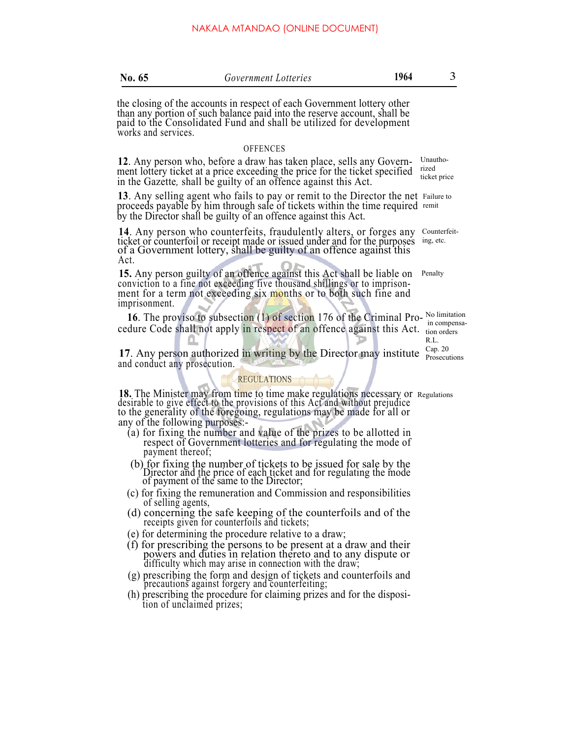the closing of the accounts in respect of each Government lottery other than any portion of such balance paid into the reserve account, shall be paid to the Consolidated Fund and shall be utilized for development works and services.

## OFFENCES

*Unauthorized ticket price*

**12**. Any person who, before a draw has taken place, sells any Government lottery ticket at a price exceeding the price for the ticket specified in the Gazette, shall be guilty of an offence against this Act.

*Failure to remit*

**13**. Any selling agent who fails to pay or remit to the Director the net proceeds payable by him through sale of tickets within the time required by the Director shall be guilty of an offence against this Act.

*Counterfeiting, etc.*

**14**. Any person who counterfeits, fraudulently alters, or forges any ticket or counterfoil or receipt made or issued under and for the purposes of a Government lottery, shall be guilty of an offence against this Act.

*Penalty*

**15.** Any person guilty of an offence against this Act shall be liable on conviction to a fine not exceeding five thousand shillings or to imprisonment for a term not exceeding six months or to both such fine and imprisonment.

*No limitation in compensation orders R.L. Cap. 20*

**16**. The proviso to subsection (1) of section 176 of the Criminal Procedure Code shall not apply in respect of an offence against this Act.

*Prosecutions*

**17**. Any person authorized in writing by the Director may institute and conduct any prosecution.

## REGULATIONS

*Regulations*

**18.** The Minister may from time to time make regulations necessary or desirable to give effect to the provisions of this Act and without prejudice to the generality of the foregoing, regulations may be made for all or any of the following purposes:-

(a) for fixing the number and value of the prizes to be allotted in respect of Government lotteries and for regulating the mode of payment thereof;

(b) for fixing the number of tickets to be issued for sale by the Director and the price of each ticket and for regulating the mode of payment of the same to the Director;

(c) for fixing the remuneration and Commission and responsibilities of selling agents,

(d) concerning the safe keeping of the counterfoils and of the receipts given for counterfoils and tickets;

(e) for determining the procedure relative to a draw;

(f) for prescribing the persons to be present at a draw and their powers and duties in relation thereto and to any dispute or difficulty which may arise in connection with the draw;

(g) prescribing the form and design of tickets and counterfoils and precautions against forgery and counterfeiting;

(h) prescribing the procedure for claiming prizes and for the disposition of unclaimed prizes;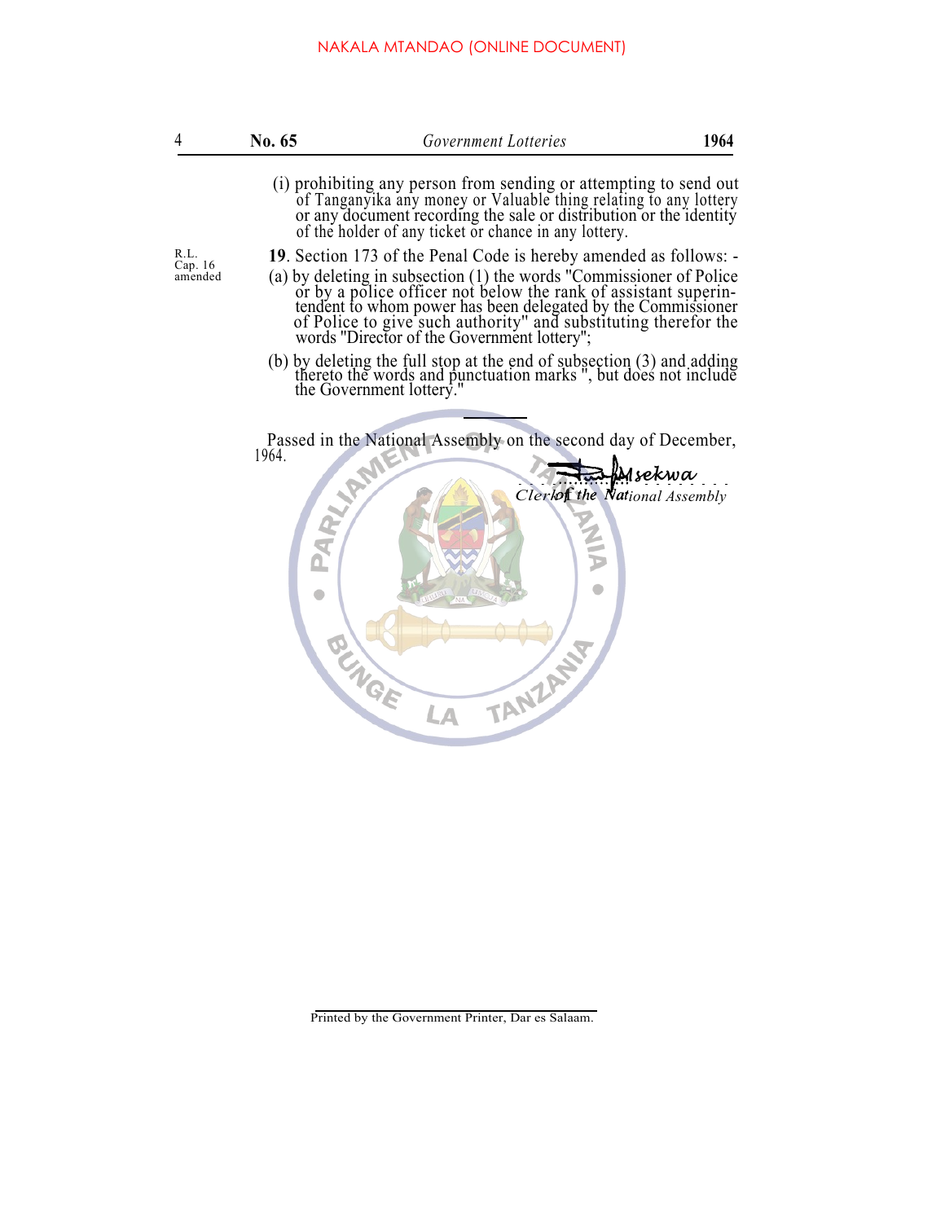(i) prohibiting any person from sending or attempting to send out of Tanganyika any money or Valuable thing relating to any lottery or any document recording the sale or distribution or the identity of the holder of any ticket or chance in any lottery.

R.L. Cap. 16 amended

**19**. Section 173 of the Penal Code is hereby amended as follows: -

(a) by deleting in subsection (1) the words "Commissioner of Police or by a police officer not below the rank of assistant superintendent to whom power has been delegated by the Commissioner of Police to give such authority" and substituting therefor the words "Director of the Government lottery";

(b) by deleting the full stop at the end of subsection (3) and adding thereto the words and punctuation marks ", but does not include the Government lottery."

---

Passed in the National Assembly on the second day of December, 1964.

Msekwa

*Clerk of the National Assembly*

Printed by the Government Printer, Dar es Salaam.